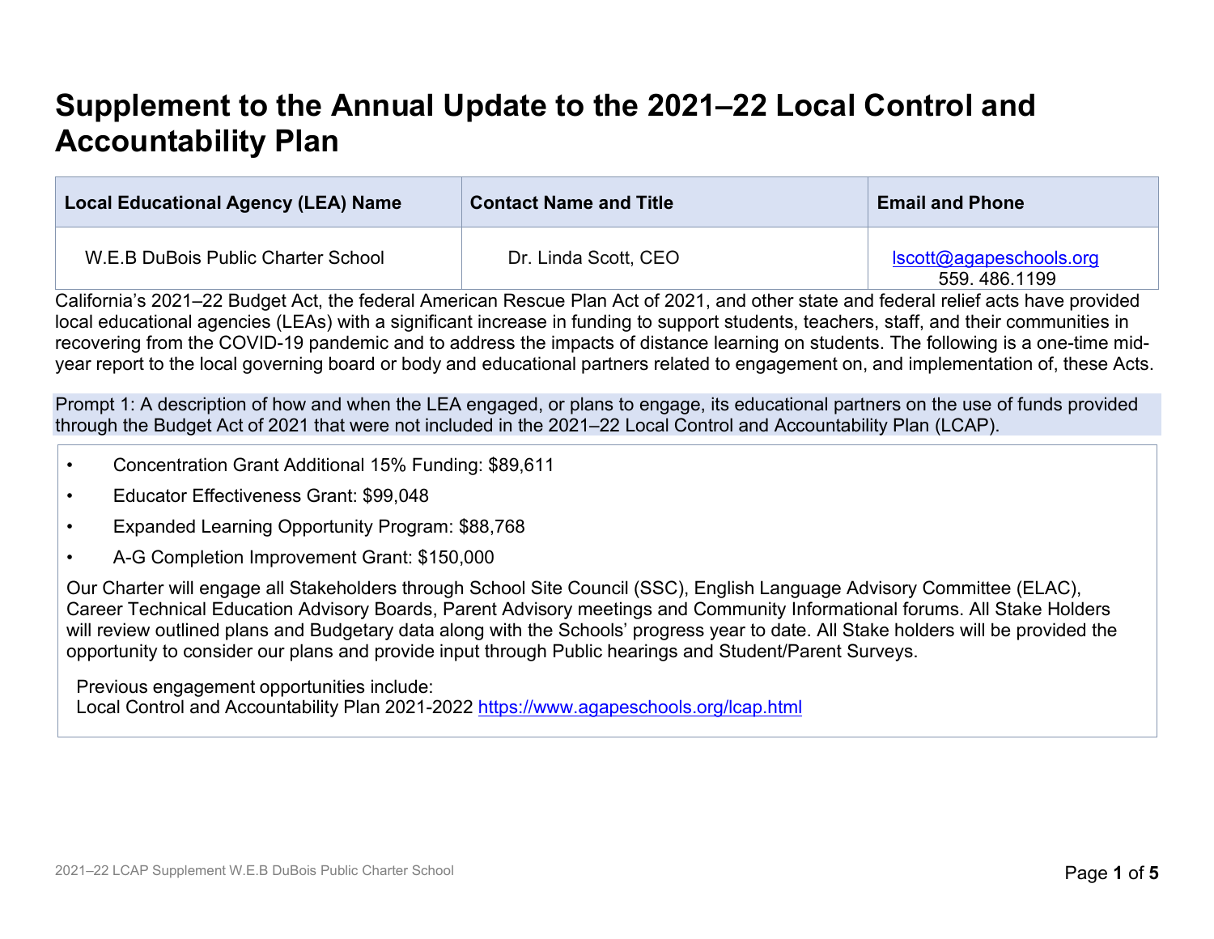# Supplement to the Annual Update to the 2021–22 Local Control and Accountability Plan

| Local Educational Agency (LEA) Name | Contact Name and Title | Email and Phone |
|---|---|---|
| W.E.B DuBois Public Charter School | Dr. Linda Scott, CEO | lscott@agapeschools.org 559. 486.1199 |

California's 2021–22 Budget Act, the federal American Rescue Plan Act of 2021, and other state and federal relief acts have provided local educational agencies (LEAs) with a significant increase in funding to support students, teachers, staff, and their communities in recovering from the COVID-19 pandemic and to address the impacts of distance learning on students. The following is a one-time mid-year report to the local governing board or body and educational partners related to engagement on, and implementation of, these Acts.

Prompt 1: A description of how and when the LEA engaged, or plans to engage, its educational partners on the use of funds provided through the Budget Act of 2021 that were not included in the 2021–22 Local Control and Accountability Plan (LCAP).

- Concentration Grant Additional 15% Funding: $89,611
- Educator Effectiveness Grant: $99,048
- Expanded Learning Opportunity Program: $88,768
- A-G Completion Improvement Grant: $150,000

Our Charter will engage all Stakeholders through School Site Council (SSC), English Language Advisory Committee (ELAC), Career Technical Education Advisory Boards, Parent Advisory meetings and Community Informational forums. All Stake Holders will review outlined plans and Budgetary data along with the Schools' progress year to date. All Stake holders will be provided the opportunity to consider our plans and provide input through Public hearings and Student/Parent Surveys.

Previous engagement opportunities include:
Local Control and Accountability Plan 2021-2022 https://www.agapeschools.org/lcap.html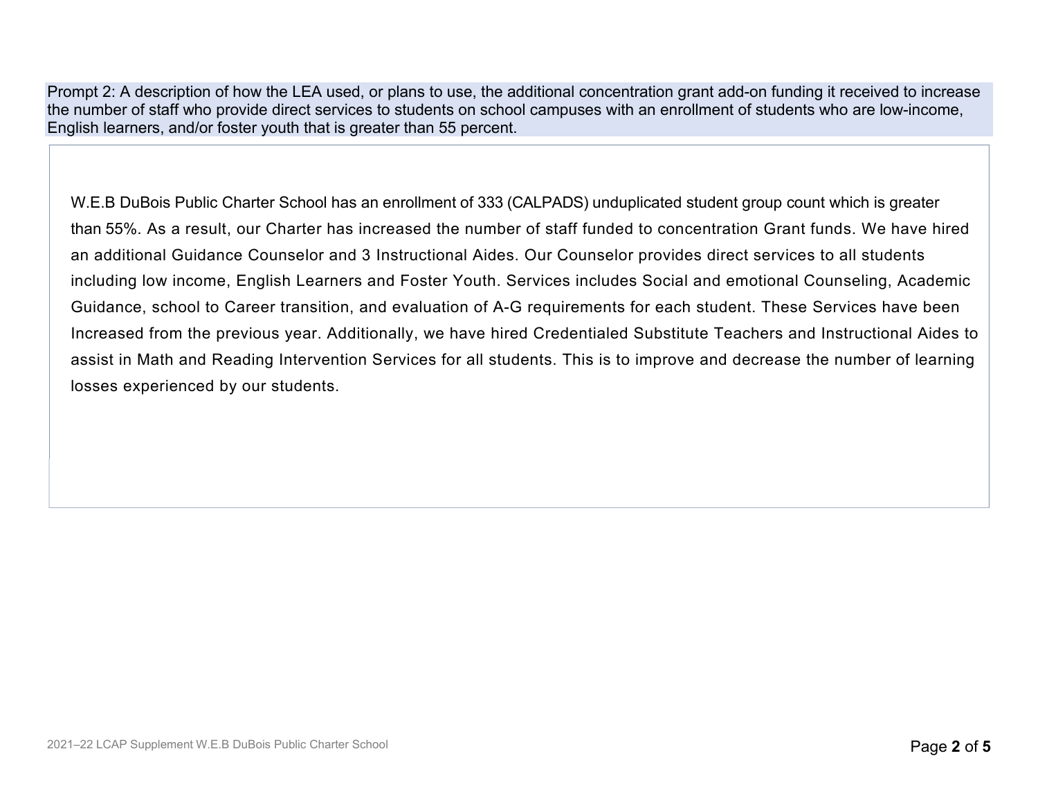Prompt 2: A description of how the LEA used, or plans to use, the additional concentration grant add-on funding it received to increase the number of staff who provide direct services to students on school campuses with an enrollment of students who are low-income, English learners, and/or foster youth that is greater than 55 percent.

W.E.B DuBois Public Charter School has an enrollment of 333 (CALPADS) unduplicated student group count which is greater than 55%. As a result, our Charter has increased the number of staff funded to concentration Grant funds. We have hired an additional Guidance Counselor and 3 Instructional Aides. Our Counselor provides direct services to all students including low income, English Learners and Foster Youth. Services includes Social and emotional Counseling, Academic Guidance, school to Career transition, and evaluation of A-G requirements for each student. These Services have been Increased from the previous year. Additionally, we have hired Credentialed Substitute Teachers and Instructional Aides to assist in Math and Reading Intervention Services for all students. This is to improve and decrease the number of learning losses experienced by our students.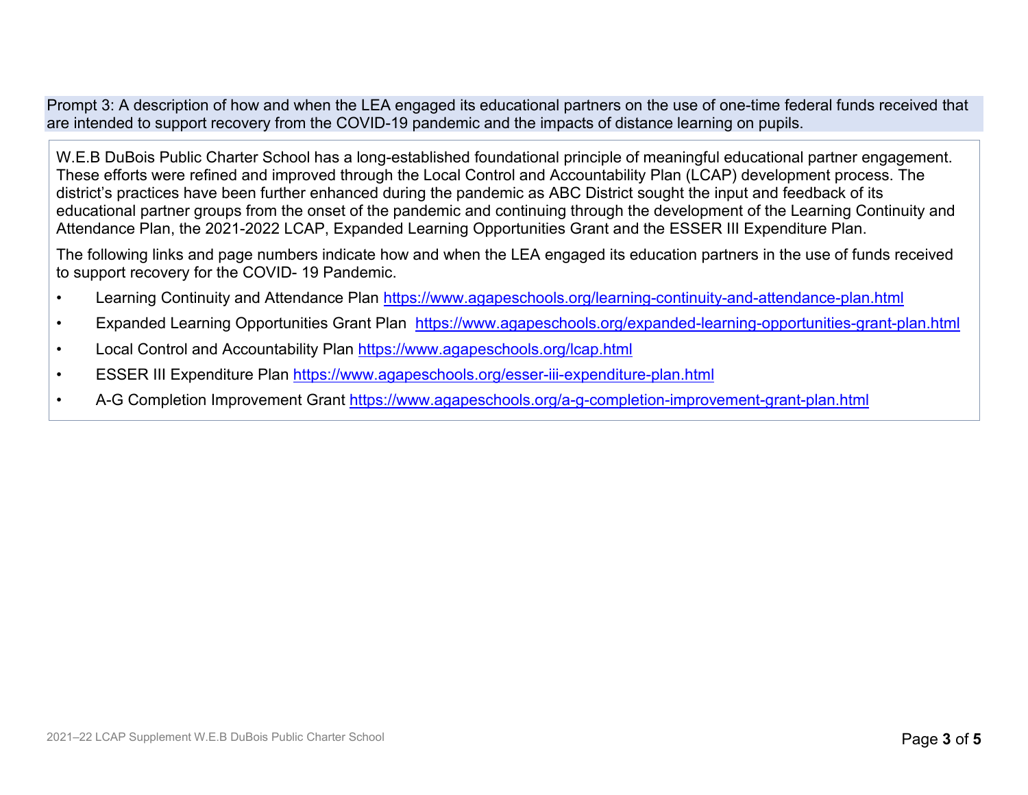Prompt 3: A description of how and when the LEA engaged its educational partners on the use of one-time federal funds received that are intended to support recovery from the COVID-19 pandemic and the impacts of distance learning on pupils.

W.E.B DuBois Public Charter School has a long-established foundational principle of meaningful educational partner engagement. These efforts were refined and improved through the Local Control and Accountability Plan (LCAP) development process. The district's practices have been further enhanced during the pandemic as ABC District sought the input and feedback of its educational partner groups from the onset of the pandemic and continuing through the development of the Learning Continuity and Attendance Plan, the 2021-2022 LCAP, Expanded Learning Opportunities Grant and the ESSER III Expenditure Plan.

The following links and page numbers indicate how and when the LEA engaged its education partners in the use of funds received to support recovery for the COVID- 19 Pandemic.

- Learning Continuity and Attendance Plan https://www.agapeschools.org/learning-continuity-and-attendance-plan.html
- Expanded Learning Opportunities Grant Plan https://www.agapeschools.org/expanded-learning-opportunities-grant-plan.html
- Local Control and Accountability Plan https://www.agapeschools.org/lcap.html
- ESSER III Expenditure Plan https://www.agapeschools.org/esser-iii-expenditure-plan.html
- A-G Completion Improvement Grant https://www.agapeschools.org/a-g-completion-improvement-grant-plan.html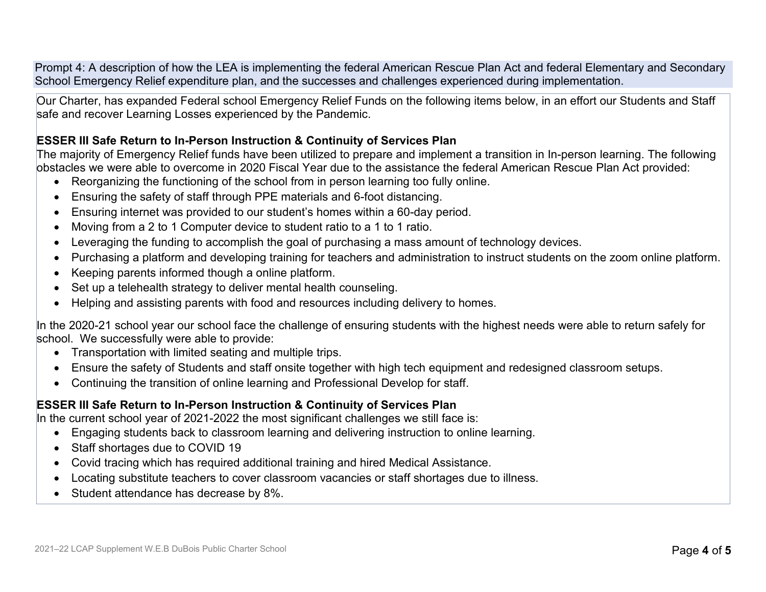Prompt 4: A description of how the LEA is implementing the federal American Rescue Plan Act and federal Elementary and Secondary School Emergency Relief expenditure plan, and the successes and challenges experienced during implementation.

Our Charter, has expanded Federal school Emergency Relief Funds on the following items below, in an effort our Students and Staff safe and recover Learning Losses experienced by the Pandemic.

**ESSER III Safe Return to In-Person Instruction & Continuity of Services Plan**

The majority of Emergency Relief funds have been utilized to prepare and implement a transition in In-person learning. The following obstacles we were able to overcome in 2020 Fiscal Year due to the assistance the federal American Rescue Plan Act provided:

- Reorganizing the functioning of the school from in person learning too fully online.
- Ensuring the safety of staff through PPE materials and 6-foot distancing.
- Ensuring internet was provided to our student's homes within a 60-day period.
- Moving from a 2 to 1 Computer device to student ratio to a 1 to 1 ratio.
- Leveraging the funding to accomplish the goal of purchasing a mass amount of technology devices.
- Purchasing a platform and developing training for teachers and administration to instruct students on the zoom online platform.
- Keeping parents informed though a online platform.
- Set up a telehealth strategy to deliver mental health counseling.
- Helping and assisting parents with food and resources including delivery to homes.

In the 2020-21 school year our school face the challenge of ensuring students with the highest needs were able to return safely for school. We successfully were able to provide:

- Transportation with limited seating and multiple trips.
- Ensure the safety of Students and staff onsite together with high tech equipment and redesigned classroom setups.
- Continuing the transition of online learning and Professional Develop for staff.

**ESSER III Safe Return to In-Person Instruction & Continuity of Services Plan**

In the current school year of 2021-2022 the most significant challenges we still face is:

- Engaging students back to classroom learning and delivering instruction to online learning.
- Staff shortages due to COVID 19
- Covid tracing which has required additional training and hired Medical Assistance.
- Locating substitute teachers to cover classroom vacancies or staff shortages due to illness.
- Student attendance has decrease by 8%.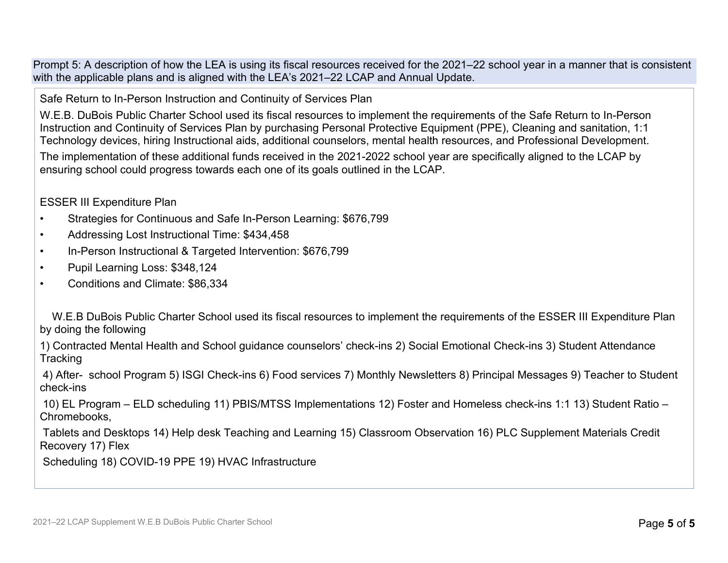Prompt 5: A description of how the LEA is using its fiscal resources received for the 2021–22 school year in a manner that is consistent with the applicable plans and is aligned with the LEA's 2021–22 LCAP and Annual Update.

Safe Return to In-Person Instruction and Continuity of Services Plan

W.E.B. DuBois Public Charter School used its fiscal resources to implement the requirements of the Safe Return to In-Person Instruction and Continuity of Services Plan by purchasing Personal Protective Equipment (PPE), Cleaning and sanitation, 1:1 Technology devices, hiring Instructional aids, additional counselors, mental health resources, and Professional Development.

The implementation of these additional funds received in the 2021-2022 school year are specifically aligned to the LCAP by ensuring school could progress towards each one of its goals outlined in the LCAP.

ESSER III Expenditure Plan

- Strategies for Continuous and Safe In-Person Learning: $676,799
- Addressing Lost Instructional Time: $434,458
- In-Person Instructional & Targeted Intervention: $676,799
- Pupil Learning Loss: $348,124
- Conditions and Climate: $86,334

W.E.B DuBois Public Charter School used its fiscal resources to implement the requirements of the ESSER III Expenditure Plan by doing the following

1) Contracted Mental Health and School guidance counselors' check-ins 2) Social Emotional Check-ins 3) Student Attendance Tracking

4) After- school Program 5) ISGI Check-ins 6) Food services 7) Monthly Newsletters 8) Principal Messages 9) Teacher to Student check-ins

10) EL Program – ELD scheduling 11) PBIS/MTSS Implementations 12) Foster and Homeless check-ins 1:1 13) Student Ratio – Chromebooks,

Tablets and Desktops 14) Help desk Teaching and Learning 15) Classroom Observation 16) PLC Supplement Materials Credit Recovery 17) Flex

Scheduling 18) COVID-19 PPE 19) HVAC Infrastructure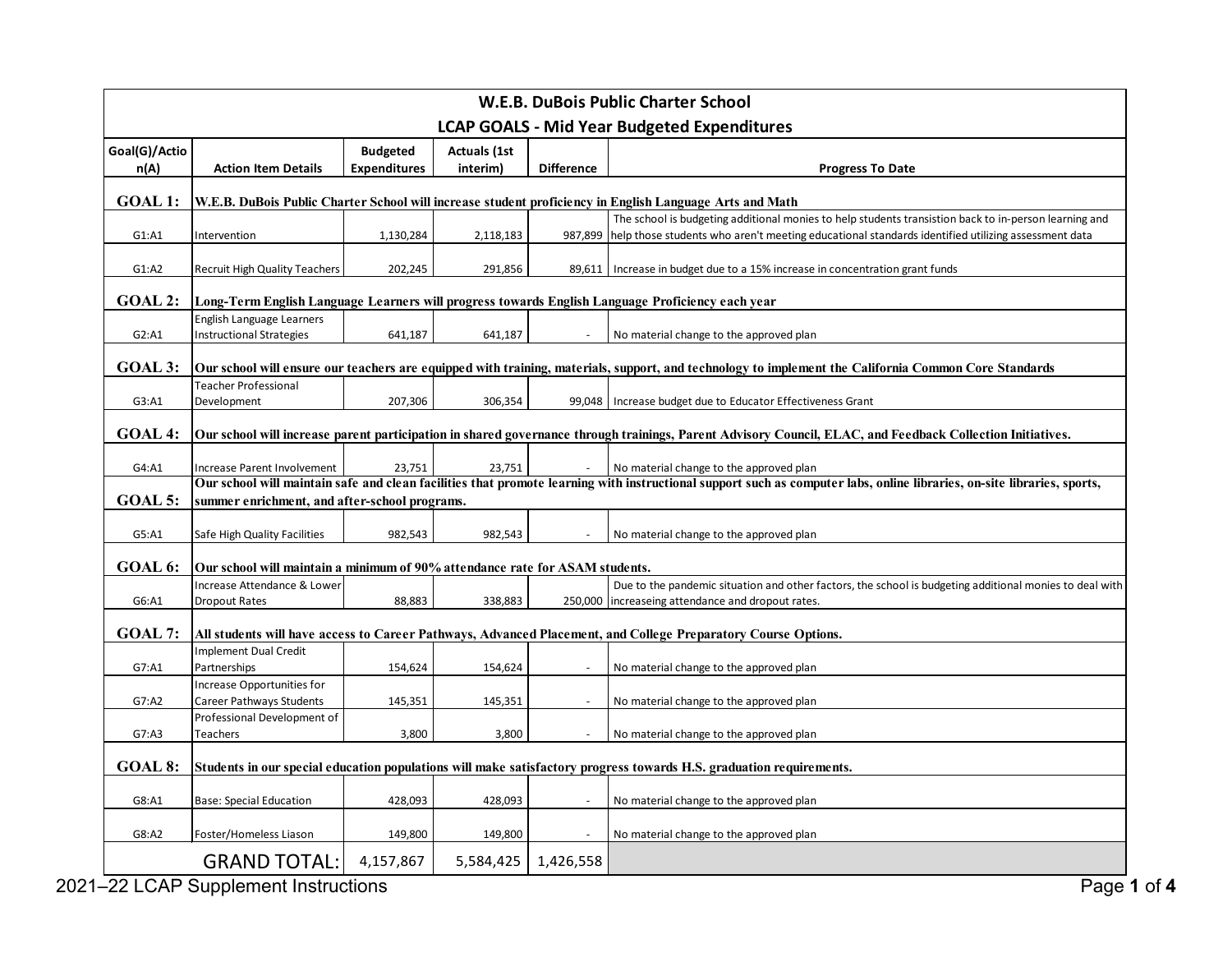# W.E.B. DuBois Public Charter School

## LCAP GOALS - Mid Year Budgeted Expenditures

| Goal(G)/Action(A) | Action Item Details | Budgeted Expenditures | Actuals (1st interim) | Difference | Progress To Date |
|---|---|---|---|---|---|
| **GOAL 1:** | **W.E.B. DuBois Public Charter School will increase student proficiency in English Language Arts and Math** | | | | |
| G1:A1 | Intervention | 1,130,284 | 2,118,183 | 987,899 | The school is budgeting additional monies to help students transistion back to in-person learning and help those students who aren't meeting educational standards identified utilizing assessment data |
| G1:A2 | Recruit High Quality Teachers | 202,245 | 291,856 | 89,611 | Increase in budget due to a 15% increase in concentration grant funds |
| **GOAL 2:** | **Long-Term English Language Learners will progress towards English Language Proficiency each year** | | | | |
| G2:A1 | English Language Learners Instructional Strategies | 641,187 | 641,187 | - | No material change to the approved plan |
| **GOAL 3:** | **Our school will ensure our teachers are equipped with training, materials, support, and technology to implement the California Common Core Standards** | | | | |
| G3:A1 | Teacher Professional Development | 207,306 | 306,354 | 99,048 | Increase budget due to Educator Effectiveness Grant |
| **GOAL 4:** | **Our school will increase parent participation in shared governance through trainings, Parent Advisory Council, ELAC, and Feedback Collection Initiatives.** | | | | |
| G4:A1 | Increase Parent Involvement | 23,751 | 23,751 | - | No material change to the approved plan |
| **GOAL 5:** | **Our school will maintain safe and clean facilities that promote learning with instructional support such as computer labs, online libraries, on-site libraries, sports, summer enrichment, and after-school programs.** | | | | |
| G5:A1 | Safe High Quality Facilities | 982,543 | 982,543 | - | No material change to the approved plan |
| **GOAL 6:** | **Our school will maintain a minimum of 90% attendance rate for ASAM students.** | | | | |
| G6:A1 | Increase Attendance & Lower Dropout Rates | 88,883 | 338,883 | 250,000 | Due to the pandemic situation and other factors, the school is budgeting additional monies to deal with increaseing attendance and dropout rates. |
| **GOAL 7:** | **All students will have access to Career Pathways, Advanced Placement, and College Preparatory Course Options.** | | | | |
| G7:A1 | Implement Dual Credit Partnerships | 154,624 | 154,624 | - | No material change to the approved plan |
| G7:A2 | Increase Opportunities for Career Pathways Students | 145,351 | 145,351 | - | No material change to the approved plan |
| G7:A3 | Professional Development of Teachers | 3,800 | 3,800 | - | No material change to the approved plan |
| **GOAL 8:** | **Students in our special education populations will make satisfactory progress towards H.S. graduation requirements.** | | | | |
| G8:A1 | Base: Special Education | 428,093 | 428,093 | - | No material change to the approved plan |
| G8:A2 | Foster/Homeless Liason | 149,800 | 149,800 | - | No material change to the approved plan |
| | GRAND TOTAL: | 4,157,867 | 5,584,425 | 1,426,558 | |

2021–22 LCAP Supplement Instructions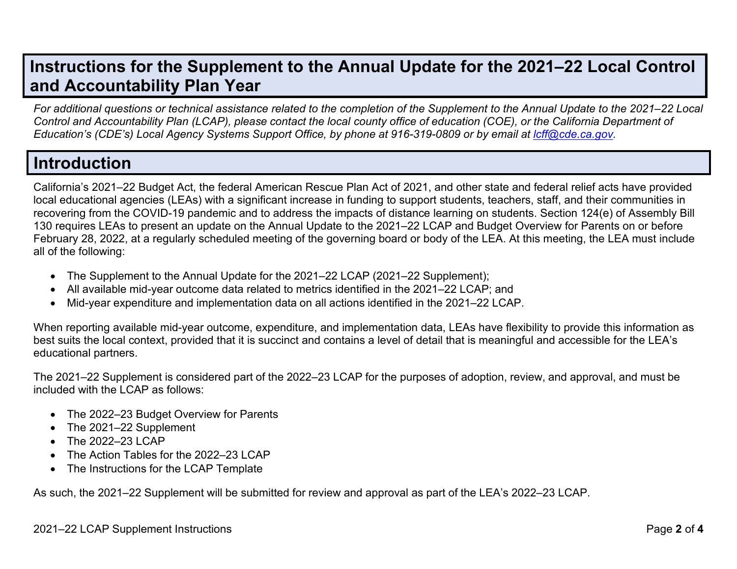# Instructions for the Supplement to the Annual Update for the 2021–22 Local Control and Accountability Plan Year

*For additional questions or technical assistance related to the completion of the Supplement to the Annual Update to the 2021–22 Local Control and Accountability Plan (LCAP), please contact the local county office of education (COE), or the California Department of Education's (CDE's) Local Agency Systems Support Office, by phone at 916-319-0809 or by email at [lcff@cde.ca.gov](mailto:lcff@cde.ca.gov).*

## Introduction

California's 2021–22 Budget Act, the federal American Rescue Plan Act of 2021, and other state and federal relief acts have provided local educational agencies (LEAs) with a significant increase in funding to support students, teachers, staff, and their communities in recovering from the COVID-19 pandemic and to address the impacts of distance learning on students. Section 124(e) of Assembly Bill 130 requires LEAs to present an update on the Annual Update to the 2021–22 LCAP and Budget Overview for Parents on or before February 28, 2022, at a regularly scheduled meeting of the governing board or body of the LEA. At this meeting, the LEA must include all of the following:

- The Supplement to the Annual Update for the 2021–22 LCAP (2021–22 Supplement);
- All available mid-year outcome data related to metrics identified in the 2021–22 LCAP; and
- Mid-year expenditure and implementation data on all actions identified in the 2021–22 LCAP.

When reporting available mid-year outcome, expenditure, and implementation data, LEAs have flexibility to provide this information as best suits the local context, provided that it is succinct and contains a level of detail that is meaningful and accessible for the LEA's educational partners.

The 2021–22 Supplement is considered part of the 2022–23 LCAP for the purposes of adoption, review, and approval, and must be included with the LCAP as follows:

- The 2022–23 Budget Overview for Parents
- The 2021–22 Supplement
- The 2022–23 LCAP
- The Action Tables for the 2022–23 LCAP
- The Instructions for the LCAP Template

As such, the 2021–22 Supplement will be submitted for review and approval as part of the LEA's 2022–23 LCAP.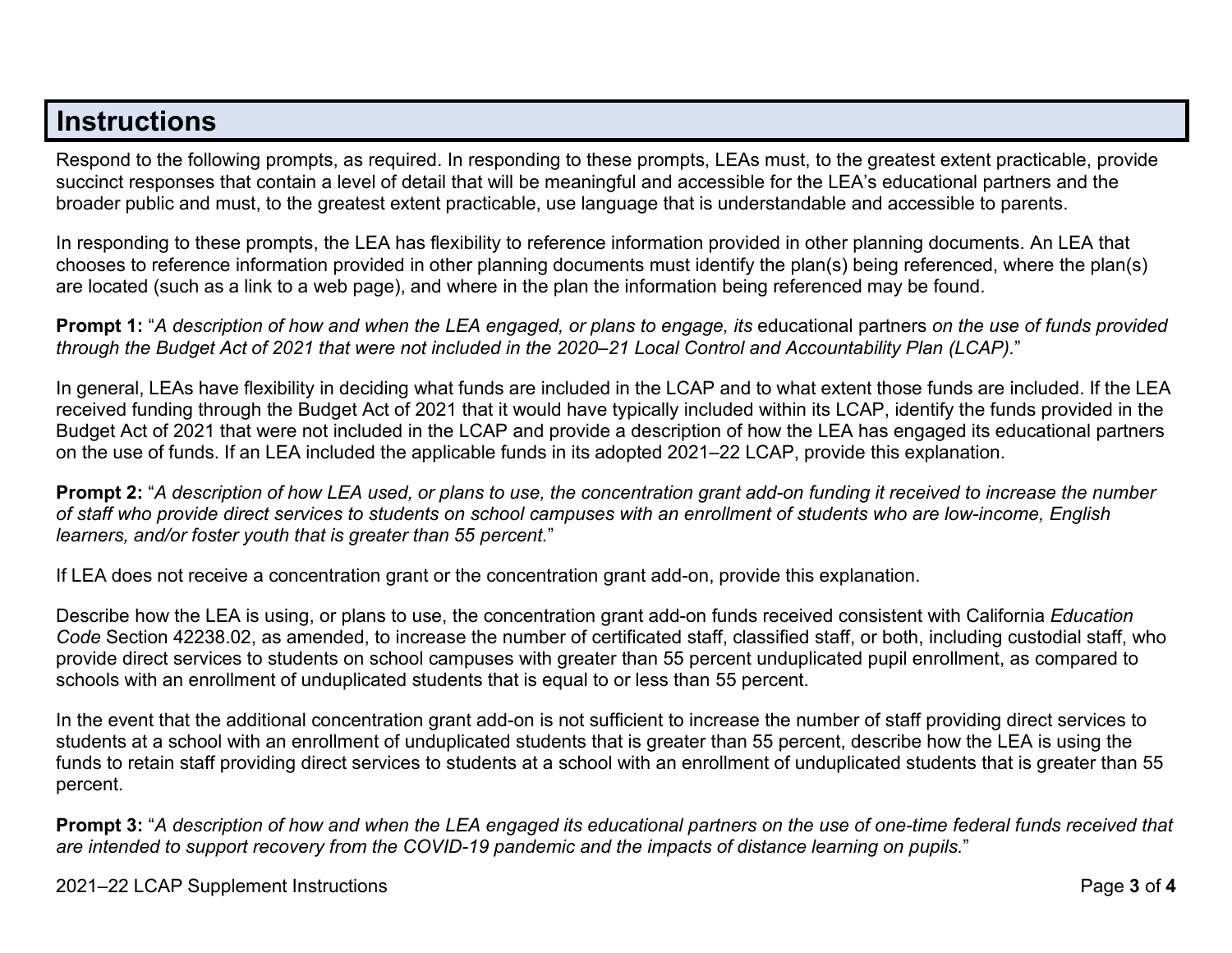## Instructions

Respond to the following prompts, as required. In responding to these prompts, LEAs must, to the greatest extent practicable, provide succinct responses that contain a level of detail that will be meaningful and accessible for the LEA's educational partners and the broader public and must, to the greatest extent practicable, use language that is understandable and accessible to parents.

In responding to these prompts, the LEA has flexibility to reference information provided in other planning documents. An LEA that chooses to reference information provided in other planning documents must identify the plan(s) being referenced, where the plan(s) are located (such as a link to a web page), and where in the plan the information being referenced may be found.

**Prompt 1:** "*A description of how and when the LEA engaged, or plans to engage, its* educational partners *on the use of funds provided through the Budget Act of 2021 that were not included in the 2020–21 Local Control and Accountability Plan (LCAP).*"

In general, LEAs have flexibility in deciding what funds are included in the LCAP and to what extent those funds are included. If the LEA received funding through the Budget Act of 2021 that it would have typically included within its LCAP, identify the funds provided in the Budget Act of 2021 that were not included in the LCAP and provide a description of how the LEA has engaged its educational partners on the use of funds. If an LEA included the applicable funds in its adopted 2021–22 LCAP, provide this explanation.

**Prompt 2:** "*A description of how LEA used, or plans to use, the concentration grant add-on funding it received to increase the number of staff who provide direct services to students on school campuses with an enrollment of students who are low-income, English learners, and/or foster youth that is greater than 55 percent.*"

If LEA does not receive a concentration grant or the concentration grant add-on, provide this explanation.

Describe how the LEA is using, or plans to use, the concentration grant add-on funds received consistent with California *Education Code* Section 42238.02, as amended, to increase the number of certificated staff, classified staff, or both, including custodial staff, who provide direct services to students on school campuses with greater than 55 percent unduplicated pupil enrollment, as compared to schools with an enrollment of unduplicated students that is equal to or less than 55 percent.

In the event that the additional concentration grant add-on is not sufficient to increase the number of staff providing direct services to students at a school with an enrollment of unduplicated students that is greater than 55 percent, describe how the LEA is using the funds to retain staff providing direct services to students at a school with an enrollment of unduplicated students that is greater than 55 percent.

**Prompt 3:** "*A description of how and when the LEA engaged its educational partners on the use of one-time federal funds received that are intended to support recovery from the COVID-19 pandemic and the impacts of distance learning on pupils.*"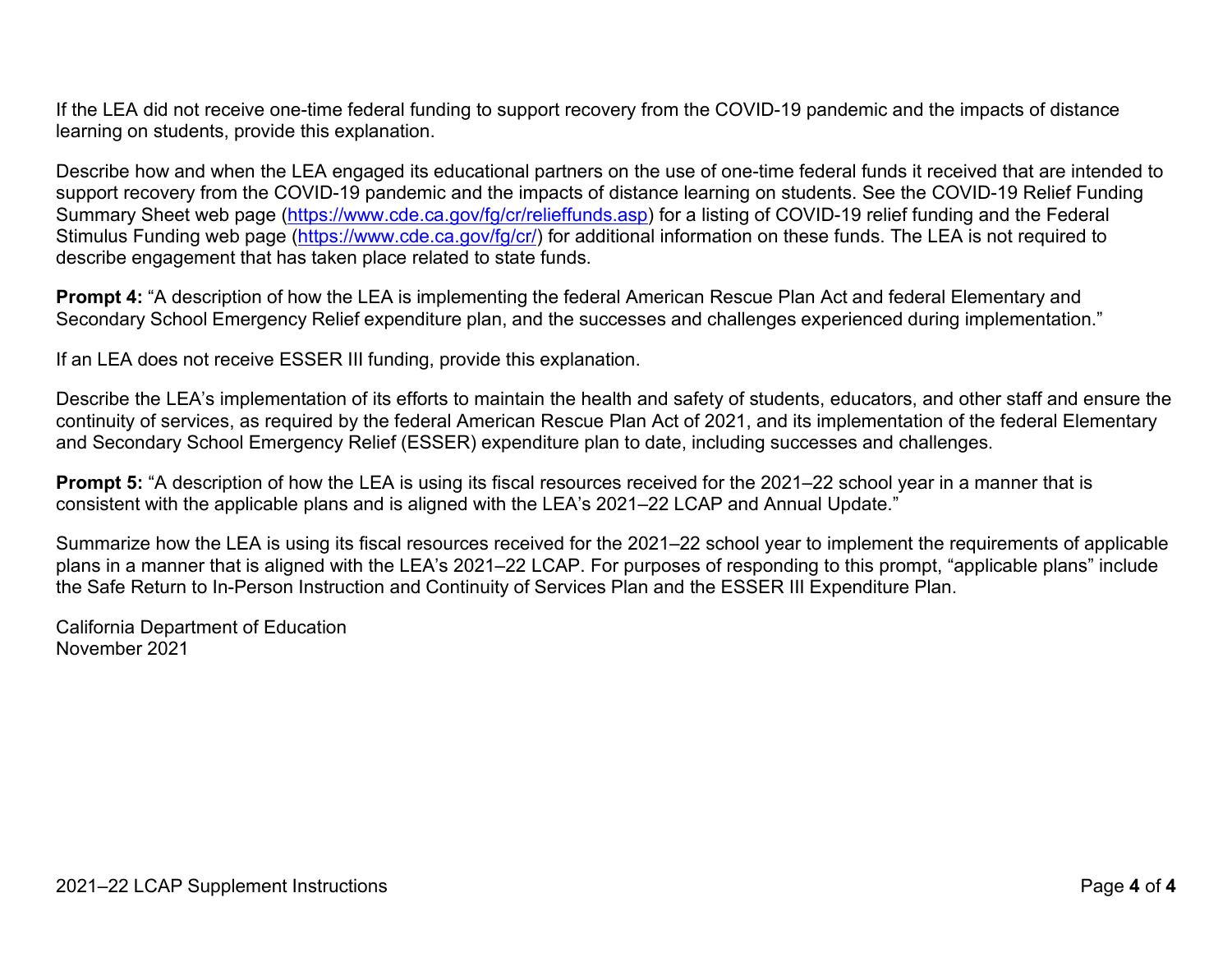If the LEA did not receive one-time federal funding to support recovery from the COVID-19 pandemic and the impacts of distance learning on students, provide this explanation.

Describe how and when the LEA engaged its educational partners on the use of one-time federal funds it received that are intended to support recovery from the COVID-19 pandemic and the impacts of distance learning on students. See the COVID-19 Relief Funding Summary Sheet web page (https://www.cde.ca.gov/fg/cr/relieffunds.asp) for a listing of COVID-19 relief funding and the Federal Stimulus Funding web page (https://www.cde.ca.gov/fg/cr/) for additional information on these funds. The LEA is not required to describe engagement that has taken place related to state funds.

**Prompt 4:** "A description of how the LEA is implementing the federal American Rescue Plan Act and federal Elementary and Secondary School Emergency Relief expenditure plan, and the successes and challenges experienced during implementation."

If an LEA does not receive ESSER III funding, provide this explanation.

Describe the LEA's implementation of its efforts to maintain the health and safety of students, educators, and other staff and ensure the continuity of services, as required by the federal American Rescue Plan Act of 2021, and its implementation of the federal Elementary and Secondary School Emergency Relief (ESSER) expenditure plan to date, including successes and challenges.

**Prompt 5:** "A description of how the LEA is using its fiscal resources received for the 2021–22 school year in a manner that is consistent with the applicable plans and is aligned with the LEA's 2021–22 LCAP and Annual Update."

Summarize how the LEA is using its fiscal resources received for the 2021–22 school year to implement the requirements of applicable plans in a manner that is aligned with the LEA's 2021–22 LCAP. For purposes of responding to this prompt, "applicable plans" include the Safe Return to In-Person Instruction and Continuity of Services Plan and the ESSER III Expenditure Plan.

California Department of Education
November 2021